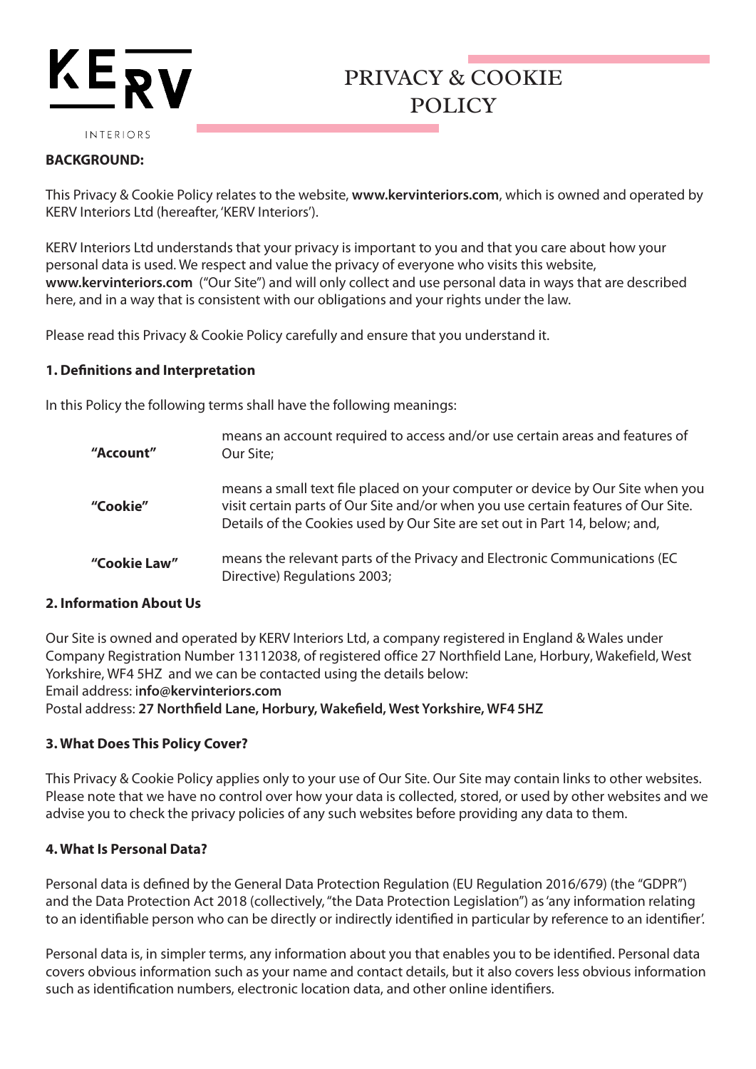# PRIVACY & COOKIE POLICY

**BACKGROUND:**

This Privacy & Cookie Policy relates to the website, **www.kervinteriors.com**, which is owned and operated by KERV Interiors Ltd (hereafter, 'KERV Interiors').

KERV Interiors Ltd understands that your privacy is important to you and that you care about how your personal data is used. We respect and value the privacy of everyone who visits this website, **www.kervinteriors.com** ("Our Site") and will only collect and use personal data in ways that are described here, and in a way that is consistent with our obligations and your rights under the law.

Please read this Privacy & Cookie Policy carefully and ensure that you understand it.

**1. Definitions and Interpretation**

In this Policy the following terms shall have the following meanings:

| | |
|---|---|
| **"Account"** | means an account required to access and/or use certain areas and features of Our Site; |
| **"Cookie"** | means a small text file placed on your computer or device by Our Site when you visit certain parts of Our Site and/or when you use certain features of Our Site. Details of the Cookies used by Our Site are set out in Part 14, below; and, |
| **"Cookie Law"** | means the relevant parts of the Privacy and Electronic Communications (EC Directive) Regulations 2003; |

**2. Information About Us**

Our Site is owned and operated by KERV Interiors Ltd, a company registered in England & Wales under Company Registration Number 13112038, of registered office 27 Northfield Lane, Horbury, Wakefield, West Yorkshire, WF4 5HZ and we can be contacted using the details below:
Email address: **info@kervinteriors.com**
Postal address: **27 Northfield Lane, Horbury, Wakefield, West Yorkshire, WF4 5HZ**

**3. What Does This Policy Cover?**

This Privacy & Cookie Policy applies only to your use of Our Site. Our Site may contain links to other websites. Please note that we have no control over how your data is collected, stored, or used by other websites and we advise you to check the privacy policies of any such websites before providing any data to them.

**4. What Is Personal Data?**

Personal data is defined by the General Data Protection Regulation (EU Regulation 2016/679) (the "GDPR") and the Data Protection Act 2018 (collectively, "the Data Protection Legislation") as 'any information relating to an identifiable person who can be directly or indirectly identified in particular by reference to an identifier'.

Personal data is, in simpler terms, any information about you that enables you to be identified. Personal data covers obvious information such as your name and contact details, but it also covers less obvious information such as identification numbers, electronic location data, and other online identifiers.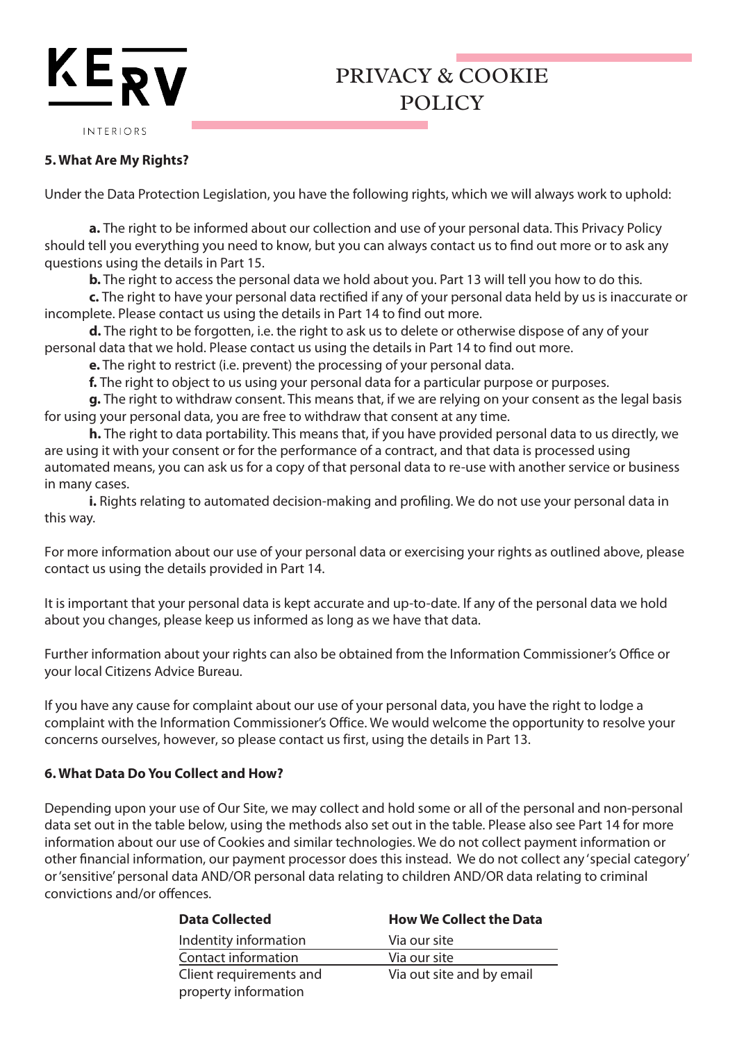## 5. What Are My Rights?

Under the Data Protection Legislation, you have the following rights, which we will always work to uphold:

**a.** The right to be informed about our collection and use of your personal data. This Privacy Policy should tell you everything you need to know, but you can always contact us to find out more or to ask any questions using the details in Part 15.

**b.** The right to access the personal data we hold about you. Part 13 will tell you how to do this.

**c.** The right to have your personal data rectified if any of your personal data held by us is inaccurate or incomplete. Please contact us using the details in Part 14 to find out more.

**d.** The right to be forgotten, i.e. the right to ask us to delete or otherwise dispose of any of your personal data that we hold. Please contact us using the details in Part 14 to find out more.

**e.** The right to restrict (i.e. prevent) the processing of your personal data.

**f.** The right to object to us using your personal data for a particular purpose or purposes.

**g.** The right to withdraw consent. This means that, if we are relying on your consent as the legal basis for using your personal data, you are free to withdraw that consent at any time.

**h.** The right to data portability. This means that, if you have provided personal data to us directly, we are using it with your consent or for the performance of a contract, and that data is processed using automated means, you can ask us for a copy of that personal data to re-use with another service or business in many cases.

**i.** Rights relating to automated decision-making and profiling. We do not use your personal data in this way.

For more information about our use of your personal data or exercising your rights as outlined above, please contact us using the details provided in Part 14.

It is important that your personal data is kept accurate and up-to-date. If any of the personal data we hold about you changes, please keep us informed as long as we have that data.

Further information about your rights can also be obtained from the Information Commissioner's Office or your local Citizens Advice Bureau.

If you have any cause for complaint about our use of your personal data, you have the right to lodge a complaint with the Information Commissioner's Office. We would welcome the opportunity to resolve your concerns ourselves, however, so please contact us first, using the details in Part 13.

## 6. What Data Do You Collect and How?

Depending upon your use of Our Site, we may collect and hold some or all of the personal and non-personal data set out in the table below, using the methods also set out in the table. Please also see Part 14 for more information about our use of Cookies and similar technologies. We do not collect payment information or other financial information, our payment processor does this instead. We do not collect any 'special category' or 'sensitive' personal data AND/OR personal data relating to children AND/OR data relating to criminal convictions and/or offences.

| Data Collected | How We Collect the Data |
| --- | --- |
| Indentity information | Via our site |
| Contact information | Via our site |
| Client requirements and property information | Via out site and by email |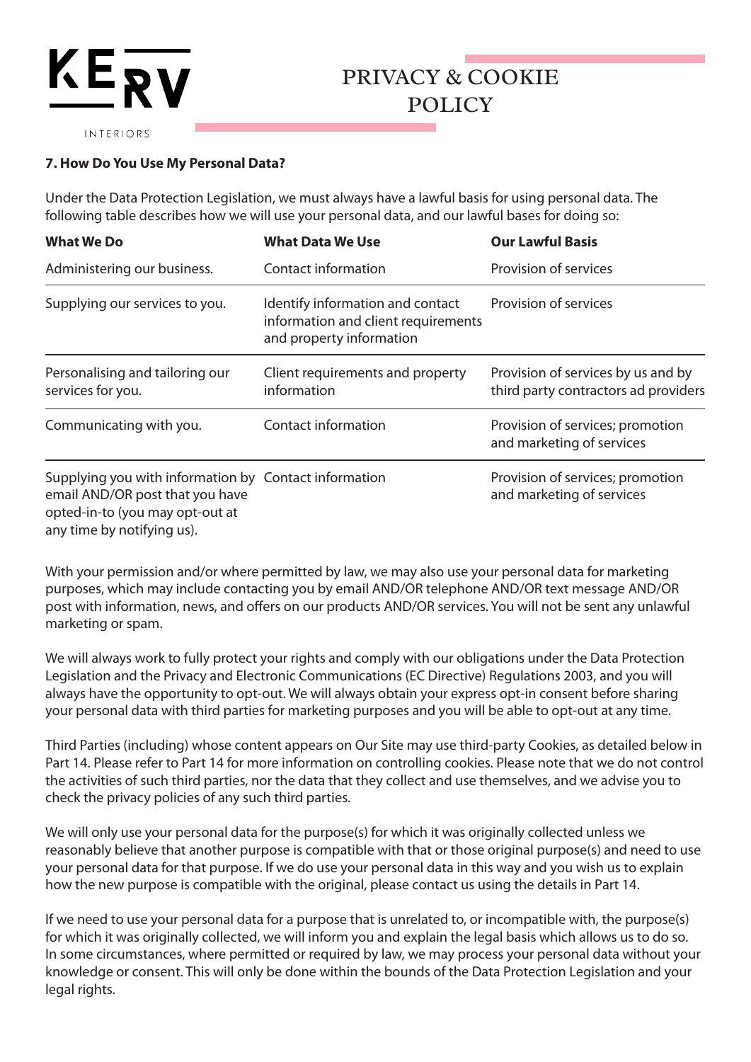### 7. How Do You Use My Personal Data?

Under the Data Protection Legislation, we must always have a lawful basis for using personal data. The following table describes how we will use your personal data, and our lawful bases for doing so:

| What We Do | What Data We Use | Our Lawful Basis |
|---|---|---|
| Administering our business. | Contact information | Provision of services |
| Supplying our services to you. | Identify information and contact information and client requirements and property information | Provision of services |
| Personalising and tailoring our services for you. | Client requirements and property information | Provision of services by us and by third party contractors ad providers |
| Communicating with you. | Contact information | Provision of services; promotion and marketing of services |
| Supplying you with information by email AND/OR post that you have opted-in-to (you may opt-out at any time by notifying us). | Contact information | Provision of services; promotion and marketing of services |

With your permission and/or where permitted by law, we may also use your personal data for marketing purposes, which may include contacting you by email AND/OR telephone AND/OR text message AND/OR post with information, news, and offers on our products AND/OR services. You will not be sent any unlawful marketing or spam.

We will always work to fully protect your rights and comply with our obligations under the Data Protection Legislation and the Privacy and Electronic Communications (EC Directive) Regulations 2003, and you will always have the opportunity to opt-out. We will always obtain your express opt-in consent before sharing your personal data with third parties for marketing purposes and you will be able to opt-out at any time.

Third Parties (including) whose content appears on Our Site may use third-party Cookies, as detailed below in Part 14. Please refer to Part 14 for more information on controlling cookies. Please note that we do not control the activities of such third parties, nor the data that they collect and use themselves, and we advise you to check the privacy policies of any such third parties.

We will only use your personal data for the purpose(s) for which it was originally collected unless we reasonably believe that another purpose is compatible with that or those original purpose(s) and need to use your personal data for that purpose. If we do use your personal data in this way and you wish us to explain how the new purpose is compatible with the original, please contact us using the details in Part 14.

If we need to use your personal data for a purpose that is unrelated to, or incompatible with, the purpose(s) for which it was originally collected, we will inform you and explain the legal basis which allows us to do so. In some circumstances, where permitted or required by law, we may process your personal data without your knowledge or consent. This will only be done within the bounds of the Data Protection Legislation and your legal rights.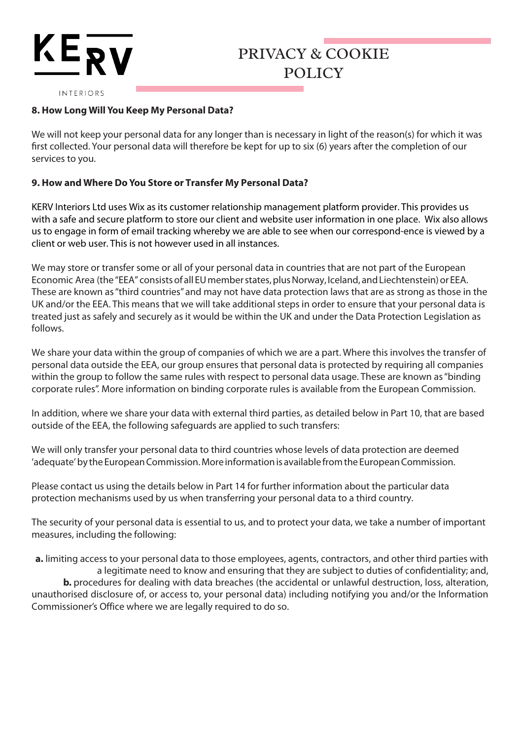### 8. How Long Will You Keep My Personal Data?

We will not keep your personal data for any longer than is necessary in light of the reason(s) for which it was first collected. Your personal data will therefore be kept for up to six (6) years after the completion of our services to you.

### 9. How and Where Do You Store or Transfer My Personal Data?

KERV Interiors Ltd uses Wix as its customer relationship management platform provider. This provides us with a safe and secure platform to store our client and website user information in one place. Wix also allows us to engage in form of email tracking whereby we are able to see when our correspond-ence is viewed by a client or web user. This is not however used in all instances.

We may store or transfer some or all of your personal data in countries that are not part of the European Economic Area (the "EEA" consists of all EU member states, plus Norway, Iceland, and Liechtenstein) or EEA. These are known as "third countries" and may not have data protection laws that are as strong as those in the UK and/or the EEA. This means that we will take additional steps in order to ensure that your personal data is treated just as safely and securely as it would be within the UK and under the Data Protection Legislation as follows.

We share your data within the group of companies of which we are a part. Where this involves the transfer of personal data outside the EEA, our group ensures that personal data is protected by requiring all companies within the group to follow the same rules with respect to personal data usage. These are known as "binding corporate rules". More information on binding corporate rules is available from the European Commission.

In addition, where we share your data with external third parties, as detailed below in Part 10, that are based outside of the EEA, the following safeguards are applied to such transfers:

We will only transfer your personal data to third countries whose levels of data protection are deemed 'adequate' by the European Commission. More information is available from the European Commission.

Please contact us using the details below in Part 14 for further information about the particular data protection mechanisms used by us when transferring your personal data to a third country.

The security of your personal data is essential to us, and to protect your data, we take a number of important measures, including the following:

**a.** limiting access to your personal data to those employees, agents, contractors, and other third parties with a legitimate need to know and ensuring that they are subject to duties of confidentiality; and,

**b.** procedures for dealing with data breaches (the accidental or unlawful destruction, loss, alteration, unauthorised disclosure of, or access to, your personal data) including notifying you and/or the Information Commissioner's Office where we are legally required to do so.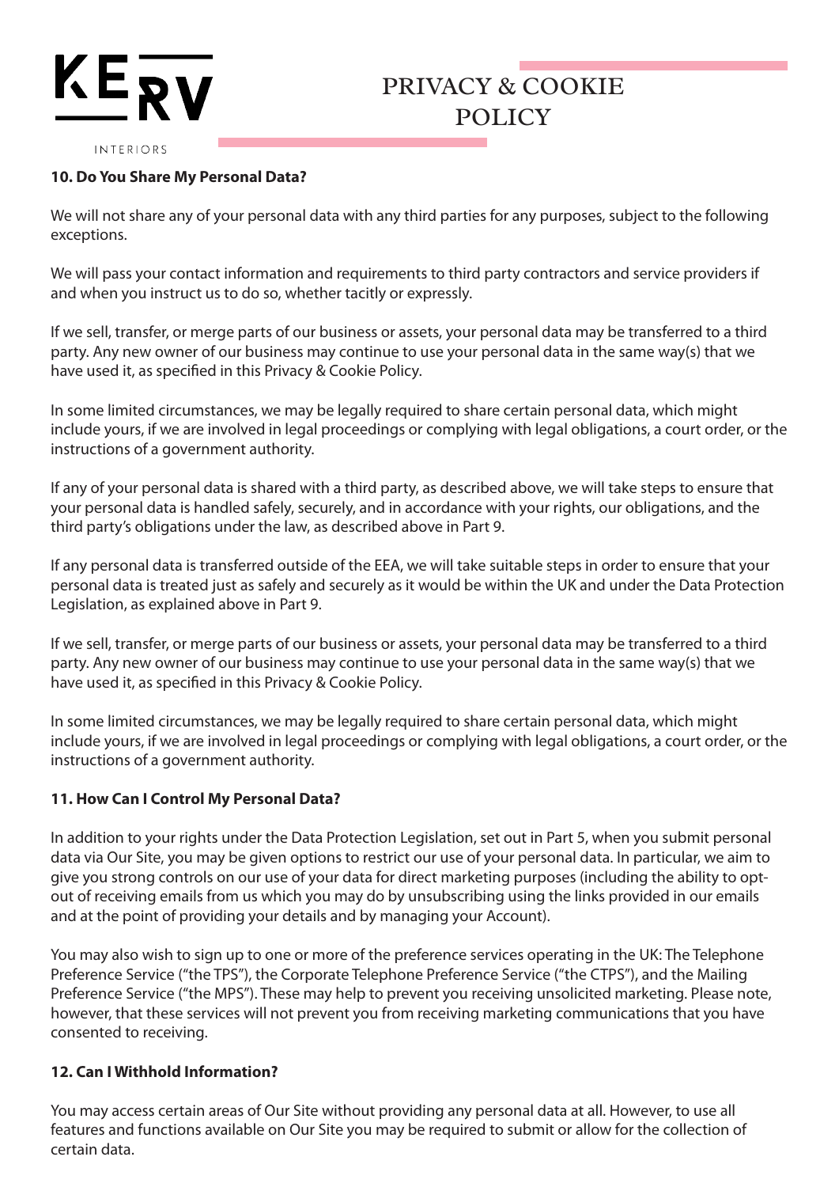### 10. Do You Share My Personal Data?

We will not share any of your personal data with any third parties for any purposes, subject to the following exceptions.

We will pass your contact information and requirements to third party contractors and service providers if and when you instruct us to do so, whether tacitly or expressly.

If we sell, transfer, or merge parts of our business or assets, your personal data may be transferred to a third party. Any new owner of our business may continue to use your personal data in the same way(s) that we have used it, as specified in this Privacy & Cookie Policy.

In some limited circumstances, we may be legally required to share certain personal data, which might include yours, if we are involved in legal proceedings or complying with legal obligations, a court order, or the instructions of a government authority.

If any of your personal data is shared with a third party, as described above, we will take steps to ensure that your personal data is handled safely, securely, and in accordance with your rights, our obligations, and the third party's obligations under the law, as described above in Part 9.

If any personal data is transferred outside of the EEA, we will take suitable steps in order to ensure that your personal data is treated just as safely and securely as it would be within the UK and under the Data Protection Legislation, as explained above in Part 9.

If we sell, transfer, or merge parts of our business or assets, your personal data may be transferred to a third party. Any new owner of our business may continue to use your personal data in the same way(s) that we have used it, as specified in this Privacy & Cookie Policy.

In some limited circumstances, we may be legally required to share certain personal data, which might include yours, if we are involved in legal proceedings or complying with legal obligations, a court order, or the instructions of a government authority.

### 11. How Can I Control My Personal Data?

In addition to your rights under the Data Protection Legislation, set out in Part 5, when you submit personal data via Our Site, you may be given options to restrict our use of your personal data. In particular, we aim to give you strong controls on our use of your data for direct marketing purposes (including the ability to opt-out of receiving emails from us which you may do by unsubscribing using the links provided in our emails and at the point of providing your details and by managing your Account).

You may also wish to sign up to one or more of the preference services operating in the UK: The Telephone Preference Service ("the TPS"), the Corporate Telephone Preference Service ("the CTPS"), and the Mailing Preference Service ("the MPS"). These may help to prevent you receiving unsolicited marketing. Please note, however, that these services will not prevent you from receiving marketing communications that you have consented to receiving.

### 12. Can I Withhold Information?

You may access certain areas of Our Site without providing any personal data at all. However, to use all features and functions available on Our Site you may be required to submit or allow for the collection of certain data.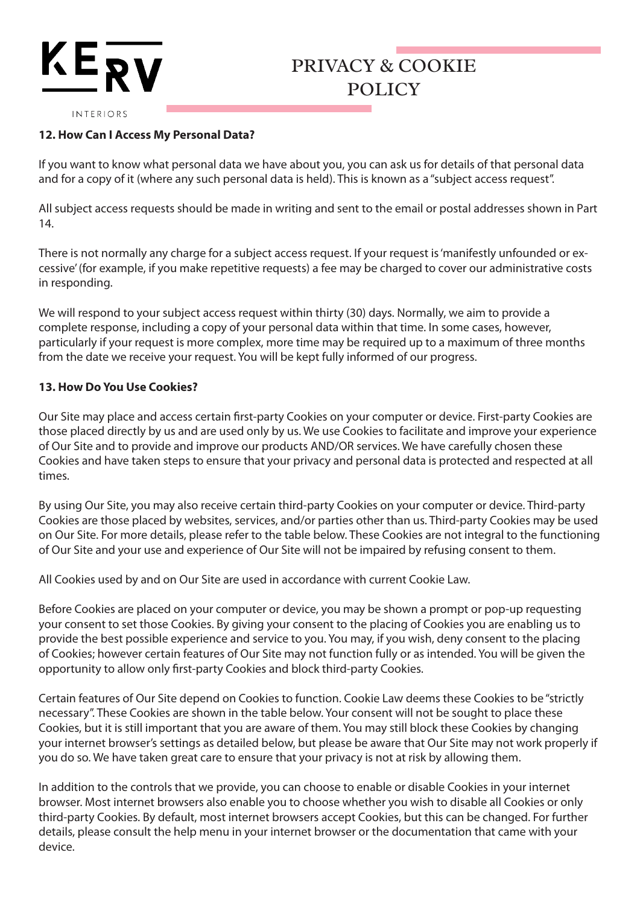### 12. How Can I Access My Personal Data?

If you want to know what personal data we have about you, you can ask us for details of that personal data and for a copy of it (where any such personal data is held). This is known as a "subject access request".

All subject access requests should be made in writing and sent to the email or postal addresses shown in Part 14.

There is not normally any charge for a subject access request. If your request is 'manifestly unfounded or excessive' (for example, if you make repetitive requests) a fee may be charged to cover our administrative costs in responding.

We will respond to your subject access request within thirty (30) days. Normally, we aim to provide a complete response, including a copy of your personal data within that time. In some cases, however, particularly if your request is more complex, more time may be required up to a maximum of three months from the date we receive your request. You will be kept fully informed of our progress.

### 13. How Do You Use Cookies?

Our Site may place and access certain first-party Cookies on your computer or device. First-party Cookies are those placed directly by us and are used only by us. We use Cookies to facilitate and improve your experience of Our Site and to provide and improve our products AND/OR services. We have carefully chosen these Cookies and have taken steps to ensure that your privacy and personal data is protected and respected at all times.

By using Our Site, you may also receive certain third-party Cookies on your computer or device. Third-party Cookies are those placed by websites, services, and/or parties other than us. Third-party Cookies may be used on Our Site. For more details, please refer to the table below. These Cookies are not integral to the functioning of Our Site and your use and experience of Our Site will not be impaired by refusing consent to them.

All Cookies used by and on Our Site are used in accordance with current Cookie Law.

Before Cookies are placed on your computer or device, you may be shown a prompt or pop-up requesting your consent to set those Cookies. By giving your consent to the placing of Cookies you are enabling us to provide the best possible experience and service to you. You may, if you wish, deny consent to the placing of Cookies; however certain features of Our Site may not function fully or as intended. You will be given the opportunity to allow only first-party Cookies and block third-party Cookies.

Certain features of Our Site depend on Cookies to function. Cookie Law deems these Cookies to be "strictly necessary". These Cookies are shown in the table below. Your consent will not be sought to place these Cookies, but it is still important that you are aware of them. You may still block these Cookies by changing your internet browser's settings as detailed below, but please be aware that Our Site may not work properly if you do so. We have taken great care to ensure that your privacy is not at risk by allowing them.

In addition to the controls that we provide, you can choose to enable or disable Cookies in your internet browser. Most internet browsers also enable you to choose whether you wish to disable all Cookies or only third-party Cookies. By default, most internet browsers accept Cookies, but this can be changed. For further details, please consult the help menu in your internet browser or the documentation that came with your device.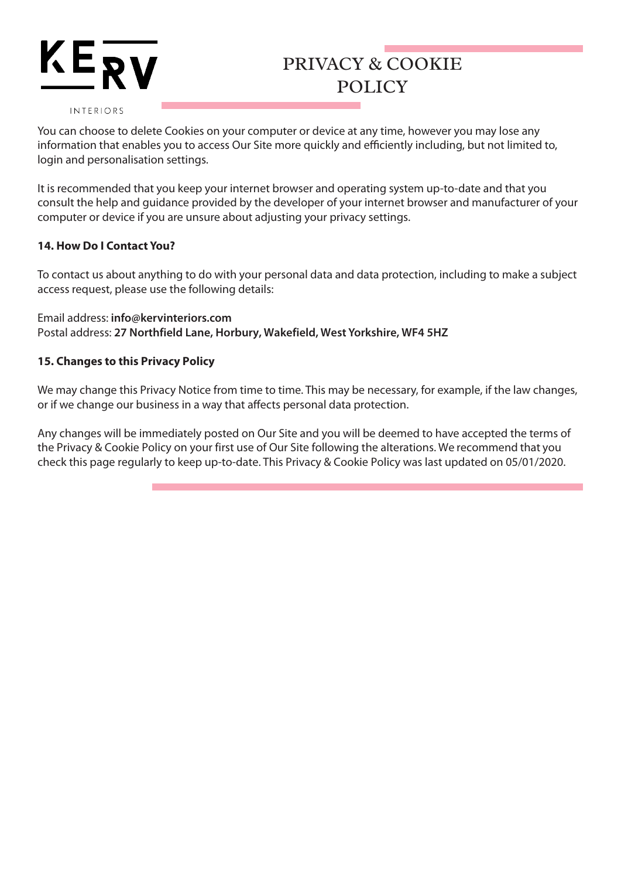You can choose to delete Cookies on your computer or device at any time, however you may lose any information that enables you to access Our Site more quickly and efficiently including, but not limited to, login and personalisation settings.

It is recommended that you keep your internet browser and operating system up-to-date and that you consult the help and guidance provided by the developer of your internet browser and manufacturer of your computer or device if you are unsure about adjusting your privacy settings.

**14. How Do I Contact You?**

To contact us about anything to do with your personal data and data protection, including to make a subject access request, please use the following details:

Email address: **info@kervinteriors.com**
Postal address: **27 Northfield Lane, Horbury, Wakefield, West Yorkshire, WF4 5HZ**

**15. Changes to this Privacy Policy**

We may change this Privacy Notice from time to time. This may be necessary, for example, if the law changes, or if we change our business in a way that affects personal data protection.

Any changes will be immediately posted on Our Site and you will be deemed to have accepted the terms of the Privacy & Cookie Policy on your first use of Our Site following the alterations. We recommend that you check this page regularly to keep up-to-date. This Privacy & Cookie Policy was last updated on 05/01/2020.